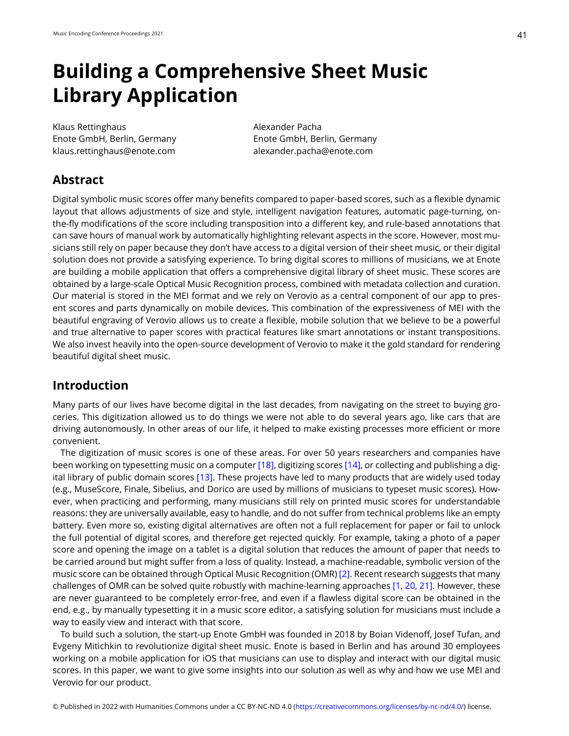# Building a Comprehensive Sheet Music Library Application

Klaus Rettinghaus
Enote GmbH, Berlin, Germany
klaus.rettinghaus@enote.com

Alexander Pacha
Enote GmbH, Berlin, Germany
alexander.pacha@enote.com

## Abstract

Digital symbolic music scores offer many benefits compared to paper-based scores, such as a flexible dynamic layout that allows adjustments of size and style, intelligent navigation features, automatic page-turning, on-the-fly modifications of the score including transposition into a different key, and rule-based annotations that can save hours of manual work by automatically highlighting relevant aspects in the score. However, most musicians still rely on paper because they don't have access to a digital version of their sheet music, or their digital solution does not provide a satisfying experience. To bring digital scores to millions of musicians, we at Enote are building a mobile application that offers a comprehensive digital library of sheet music. These scores are obtained by a large-scale Optical Music Recognition process, combined with metadata collection and curation. Our material is stored in the MEI format and we rely on Verovio as a central component of our app to present scores and parts dynamically on mobile devices. This combination of the expressiveness of MEI with the beautiful engraving of Verovio allows us to create a flexible, mobile solution that we believe to be a powerful and true alternative to paper scores with practical features like smart annotations or instant transpositions. We also invest heavily into the open-source development of Verovio to make it the gold standard for rendering beautiful digital sheet music.

## Introduction

Many parts of our lives have become digital in the last decades, from navigating on the street to buying groceries. This digitization allowed us to do things we were not able to do several years ago, like cars that are driving autonomously. In other areas of our life, it helped to make existing processes more efficient or more convenient.

The digitization of music scores is one of these areas. For over 50 years researchers and companies have been working on typesetting music on a computer [18], digitizing scores [14], or collecting and publishing a digital library of public domain scores [13]. These projects have led to many products that are widely used today (e.g., MuseScore, Finale, Sibelius, and Dorico are used by millions of musicians to typeset music scores). However, when practicing and performing, many musicians still rely on printed music scores for understandable reasons: they are universally available, easy to handle, and do not suffer from technical problems like an empty battery. Even more so, existing digital alternatives are often not a full replacement for paper or fail to unlock the full potential of digital scores, and therefore get rejected quickly. For example, taking a photo of a paper score and opening the image on a tablet is a digital solution that reduces the amount of paper that needs to be carried around but might suffer from a loss of quality. Instead, a machine-readable, symbolic version of the music score can be obtained through Optical Music Recognition (OMR) [2]. Recent research suggests that many challenges of OMR can be solved quite robustly with machine-learning approaches [1, 20, 21]. However, these are never guaranteed to be completely error-free, and even if a flawless digital score can be obtained in the end, e.g., by manually typesetting it in a music score editor, a satisfying solution for musicians must include a way to easily view and interact with that score.

To build such a solution, the start-up Enote GmbH was founded in 2018 by Boian Videnoff, Josef Tufan, and Evgeny Mitichkin to revolutionize digital sheet music. Enote is based in Berlin and has around 30 employees working on a mobile application for iOS that musicians can use to display and interact with our digital music scores. In this paper, we want to give some insights into our solution as well as why and how we use MEI and Verovio for our product.

© Published in 2022 with Humanities Commons under a CC BY-NC-ND 4.0 (https://creativecommons.org/licenses/by-nc-nd/4.0/) license.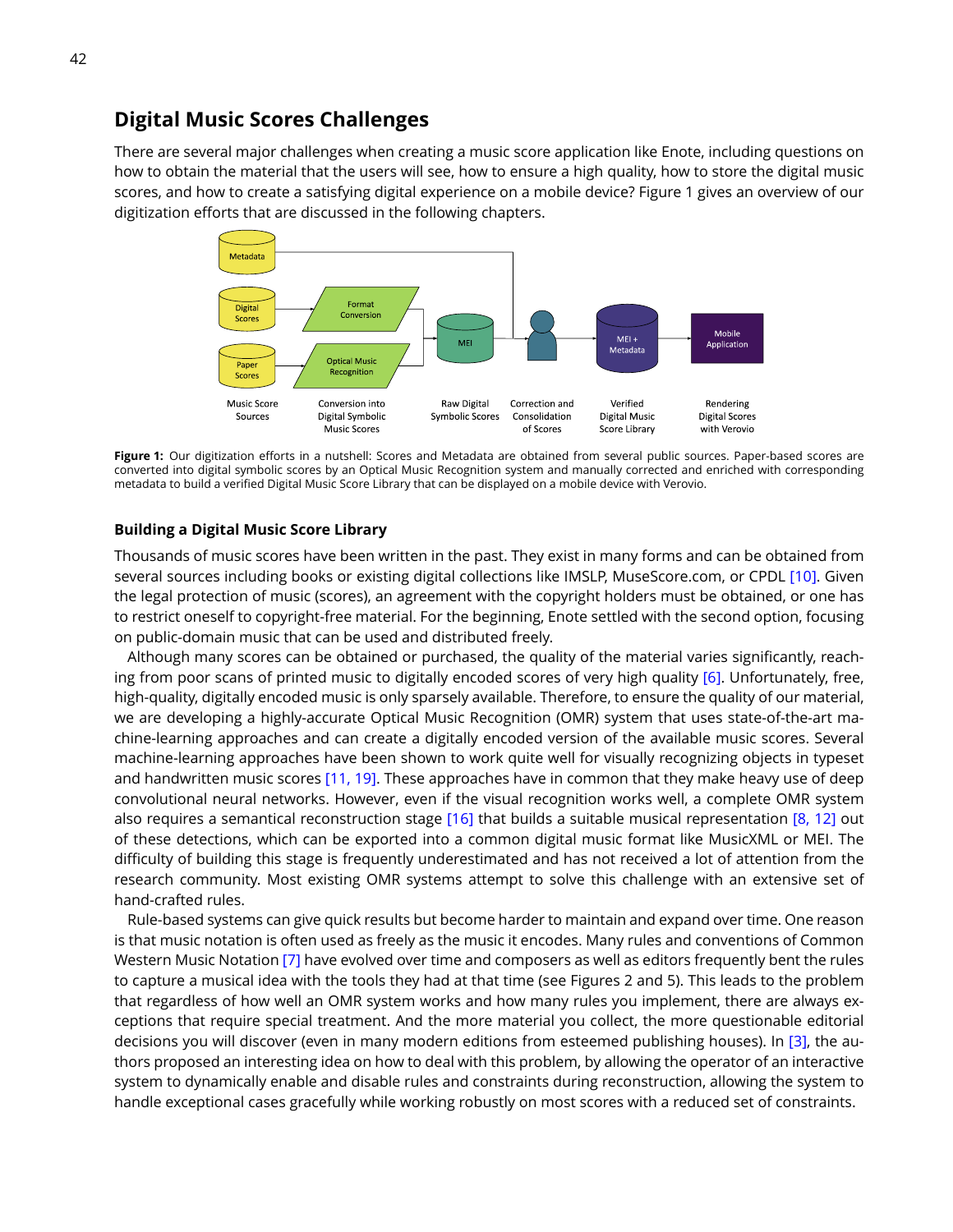## Digital Music Scores Challenges

There are several major challenges when creating a music score application like Enote, including questions on how to obtain the material that the users will see, how to ensure a high quality, how to store the digital music scores, and how to create a satisfying digital experience on a mobile device? Figure 1 gives an overview of our digitization efforts that are discussed in the following chapters.

**Figure 1:** Our digitization efforts in a nutshell: Scores and Metadata are obtained from several public sources. Paper-based scores are converted into digital symbolic scores by an Optical Music Recognition system and manually corrected and enriched with corresponding metadata to build a verified Digital Music Score Library that can be displayed on a mobile device with Verovio.

### Building a Digital Music Score Library

Thousands of music scores have been written in the past. They exist in many forms and can be obtained from several sources including books or existing digital collections like IMSLP, MuseScore.com, or CPDL [10]. Given the legal protection of music (scores), an agreement with the copyright holders must be obtained, or one has to restrict oneself to copyright-free material. For the beginning, Enote settled with the second option, focusing on public-domain music that can be used and distributed freely.

Although many scores can be obtained or purchased, the quality of the material varies significantly, reaching from poor scans of printed music to digitally encoded scores of very high quality [6]. Unfortunately, free, high-quality, digitally encoded music is only sparsely available. Therefore, to ensure the quality of our material, we are developing a highly-accurate Optical Music Recognition (OMR) system that uses state-of-the-art machine-learning approaches and can create a digitally encoded version of the available music scores. Several machine-learning approaches have been shown to work quite well for visually recognizing objects in typeset and handwritten music scores [11, 19]. These approaches have in common that they make heavy use of deep convolutional neural networks. However, even if the visual recognition works well, a complete OMR system also requires a semantical reconstruction stage [16] that builds a suitable musical representation [8, 12] out of these detections, which can be exported into a common digital music format like MusicXML or MEI. The difficulty of building this stage is frequently underestimated and has not received a lot of attention from the research community. Most existing OMR systems attempt to solve this challenge with an extensive set of hand-crafted rules.

Rule-based systems can give quick results but become harder to maintain and expand over time. One reason is that music notation is often used as freely as the music it encodes. Many rules and conventions of Common Western Music Notation [7] have evolved over time and composers as well as editors frequently bent the rules to capture a musical idea with the tools they had at that time (see Figures 2 and 5). This leads to the problem that regardless of how well an OMR system works and how many rules you implement, there are always exceptions that require special treatment. And the more material you collect, the more questionable editorial decisions you will discover (even in many modern editions from esteemed publishing houses). In [3], the authors proposed an interesting idea on how to deal with this problem, by allowing the operator of an interactive system to dynamically enable and disable rules and constraints during reconstruction, allowing the system to handle exceptional cases gracefully while working robustly on most scores with a reduced set of constraints.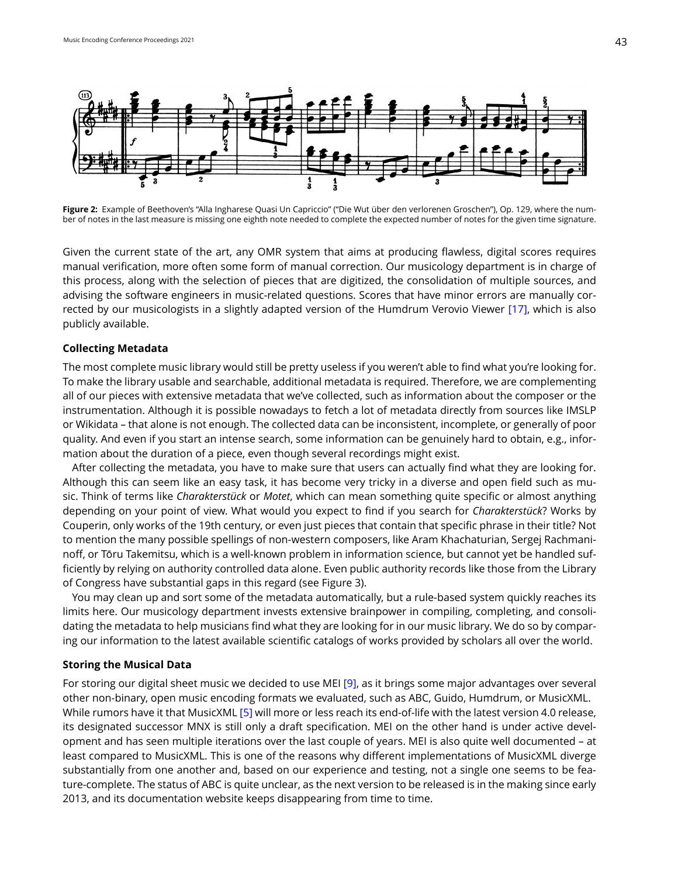Figure 2: Example of Beethoven's "Alla Ingharese Quasi Un Capriccio" ("Die Wut über den verlorenen Groschen"), Op. 129, where the number of notes in the last measure is missing one eighth note needed to complete the expected number of notes for the given time signature.

Given the current state of the art, any OMR system that aims at producing flawless, digital scores requires manual verification, more often some form of manual correction. Our musicology department is in charge of this process, along with the selection of pieces that are digitized, the consolidation of multiple sources, and advising the software engineers in music-related questions. Scores that have minor errors are manually corrected by our musicologists in a slightly adapted version of the Humdrum Verovio Viewer [17], which is also publicly available.

### Collecting Metadata

The most complete music library would still be pretty useless if you weren't able to find what you're looking for. To make the library usable and searchable, additional metadata is required. Therefore, we are complementing all of our pieces with extensive metadata that we've collected, such as information about the composer or the instrumentation. Although it is possible nowadays to fetch a lot of metadata directly from sources like IMSLP or Wikidata – that alone is not enough. The collected data can be inconsistent, incomplete, or generally of poor quality. And even if you start an intense search, some information can be genuinely hard to obtain, e.g., information about the duration of a piece, even though several recordings might exist.

After collecting the metadata, you have to make sure that users can actually find what they are looking for. Although this can seem like an easy task, it has become very tricky in a diverse and open field such as music. Think of terms like *Charakterstück* or *Motet*, which can mean something quite specific or almost anything depending on your point of view. What would you expect to find if you search for *Charakterstück*? Works by Couperin, only works of the 19th century, or even just pieces that contain that specific phrase in their title? Not to mention the many possible spellings of non-western composers, like Aram Khachaturian, Sergej Rachmaninoff, or Tōru Takemitsu, which is a well-known problem in information science, but cannot yet be handled sufficiently by relying on authority controlled data alone. Even public authority records like those from the Library of Congress have substantial gaps in this regard (see Figure 3).

You may clean up and sort some of the metadata automatically, but a rule-based system quickly reaches its limits here. Our musicology department invests extensive brainpower in compiling, completing, and consolidating the metadata to help musicians find what they are looking for in our music library. We do so by comparing our information to the latest available scientific catalogs of works provided by scholars all over the world.

### Storing the Musical Data

For storing our digital sheet music we decided to use MEI [9], as it brings some major advantages over several other non-binary, open music encoding formats we evaluated, such as ABC, Guido, Humdrum, or MusicXML. While rumors have it that MusicXML [5] will more or less reach its end-of-life with the latest version 4.0 release, its designated successor MNX is still only a draft specification. MEI on the other hand is under active development and has seen multiple iterations over the last couple of years. MEI is also quite well documented – at least compared to MusicXML. This is one of the reasons why different implementations of MusicXML diverge substantially from one another and, based on our experience and testing, not a single one seems to be feature-complete. The status of ABC is quite unclear, as the next version to be released is in the making since early 2013, and its documentation website keeps disappearing from time to time.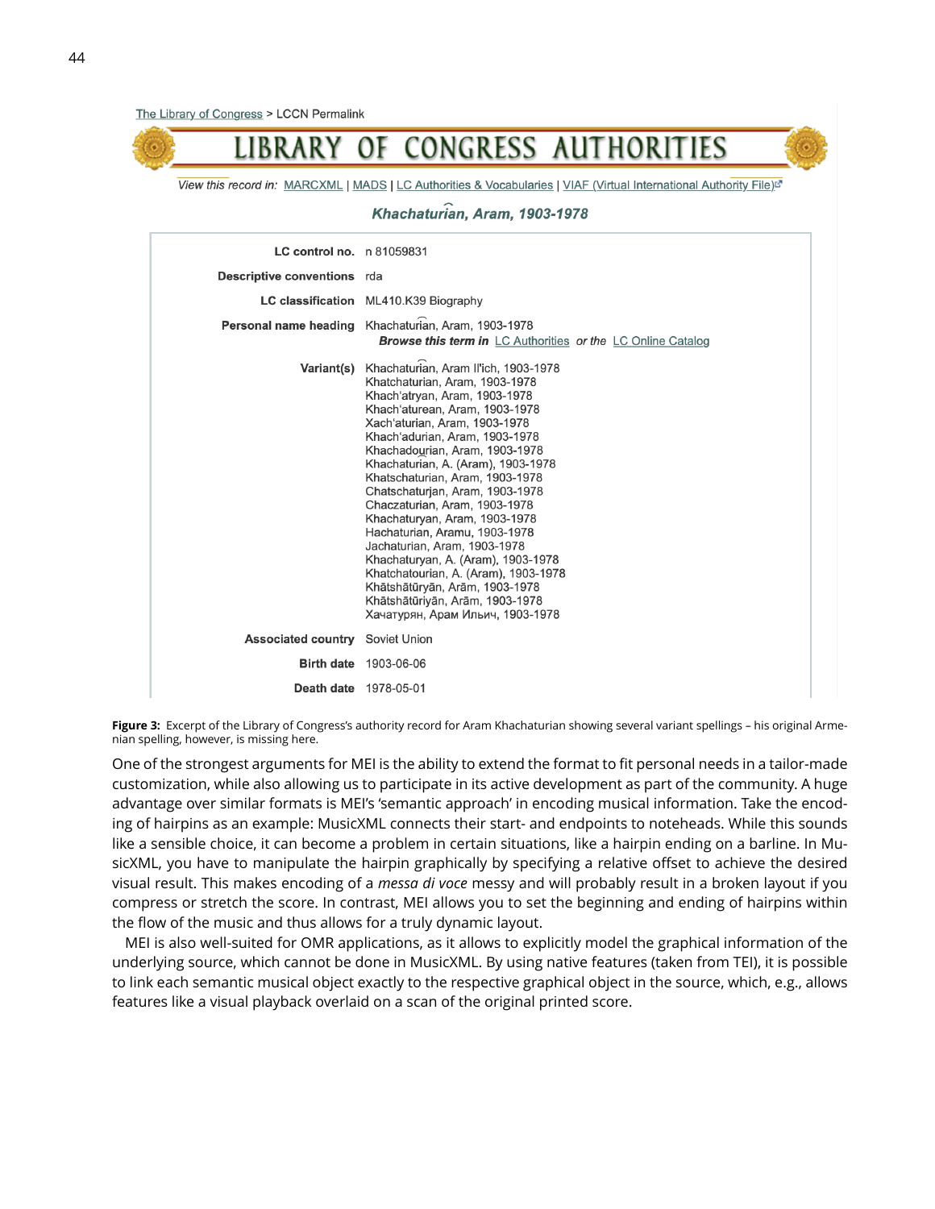The Library of Congress > LCCN Permalink

# LIBRARY OF CONGRESS AUTHORITIES

*View this record in:* MARCXML | MADS | LC Authorities & Vocabularies | VIAF (Virtual International Authority File)

***Khachaturi͡an, Aram, 1903-1978***

| | |
|---|---|
| **LC control no.** | n 81059831 |
| **Descriptive conventions** | rda |
| **LC classification** | ML410.K39 Biography |
| **Personal name heading** | Khachaturi͡an, Aram, 1903-1978<br>***Browse this term in*** LC Authorities *or the* LC Online Catalog |
| **Variant(s)** | Khachaturi͡an, Aram Il'ich, 1903-1978<br>Khatchaturian, Aram, 1903-1978<br>Khach'atryan, Aram, 1903-1978<br>Khach'aturean, Aram, 1903-1978<br>Xach'aturian, Aram, 1903-1978<br>Khach'adurian, Aram, 1903-1978<br>Khachadourian, Aram, 1903-1978<br>Khachaturian, A. (Aram), 1903-1978<br>Khatschaturian, Aram, 1903-1978<br>Chatschaturjan, Aram, 1903-1978<br>Chaczaturian, Aram, 1903-1978<br>Khachaturyan, Aram, 1903-1978<br>Hachaturian, Aramu, 1903-1978<br>Jachaturian, Aram, 1903-1978<br>Khachaturyan, A. (Aram), 1903-1978<br>Khatchatourian, A. (Aram), 1903-1978<br>Khātshātūryān, Arām, 1903-1978<br>Khātshātūriyān, Arām, 1903-1978<br>Хачатурян, Арам Ильич, 1903-1978 |
| **Associated country** | Soviet Union |
| **Birth date** | 1903-06-06 |
| **Death date** | 1978-05-01 |

**Figure 3:** Excerpt of the Library of Congress's authority record for Aram Khachaturian showing several variant spellings – his original Armenian spelling, however, is missing here.

One of the strongest arguments for MEI is the ability to extend the format to fit personal needs in a tailor-made customization, while also allowing us to participate in its active development as part of the community. A huge advantage over similar formats is MEI's 'semantic approach' in encoding musical information. Take the encoding of hairpins as an example: MusicXML connects their start- and endpoints to noteheads. While this sounds like a sensible choice, it can become a problem in certain situations, like a hairpin ending on a barline. In MusicXML, you have to manipulate the hairpin graphically by specifying a relative offset to achieve the desired visual result. This makes encoding of a *messa di voce* messy and will probably result in a broken layout if you compress or stretch the score. In contrast, MEI allows you to set the beginning and ending of hairpins within the flow of the music and thus allows for a truly dynamic layout.

MEI is also well-suited for OMR applications, as it allows to explicitly model the graphical information of the underlying source, which cannot be done in MusicXML. By using native features (taken from TEI), it is possible to link each semantic musical object exactly to the respective graphical object in the source, which, e.g., allows features like a visual playback overlaid on a scan of the original printed score.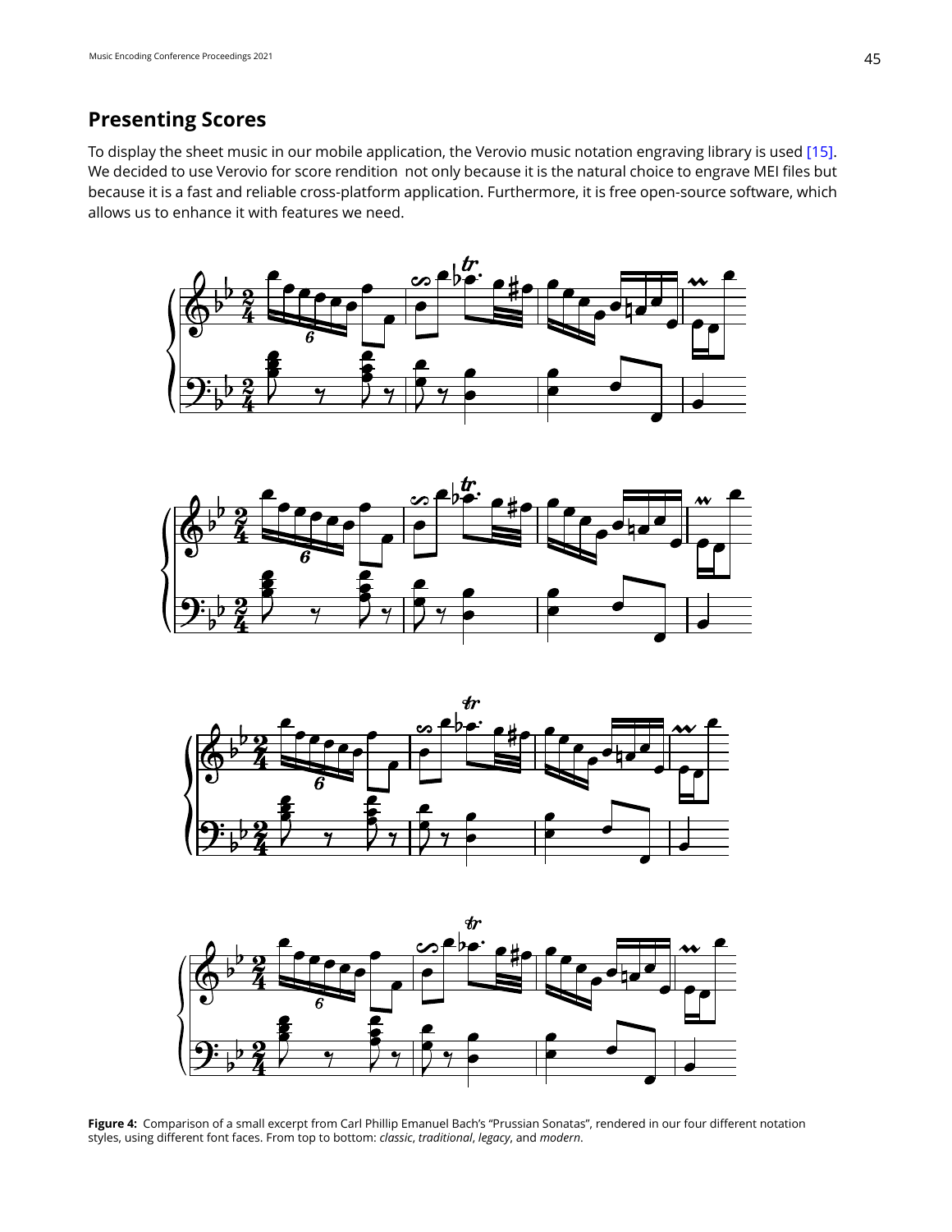## Presenting Scores

To display the sheet music in our mobile application, the Verovio music notation engraving library is used [15]. We decided to use Verovio for score rendition not only because it is the natural choice to engrave MEI files but because it is a fast and reliable cross-platform application. Furthermore, it is free open-source software, which allows us to enhance it with features we need.

**Figure 4:** Comparison of a small excerpt from Carl Phillip Emanuel Bach's "Prussian Sonatas", rendered in our four different notation styles, using different font faces. From top to bottom: *classic*, *traditional*, *legacy*, and *modern*.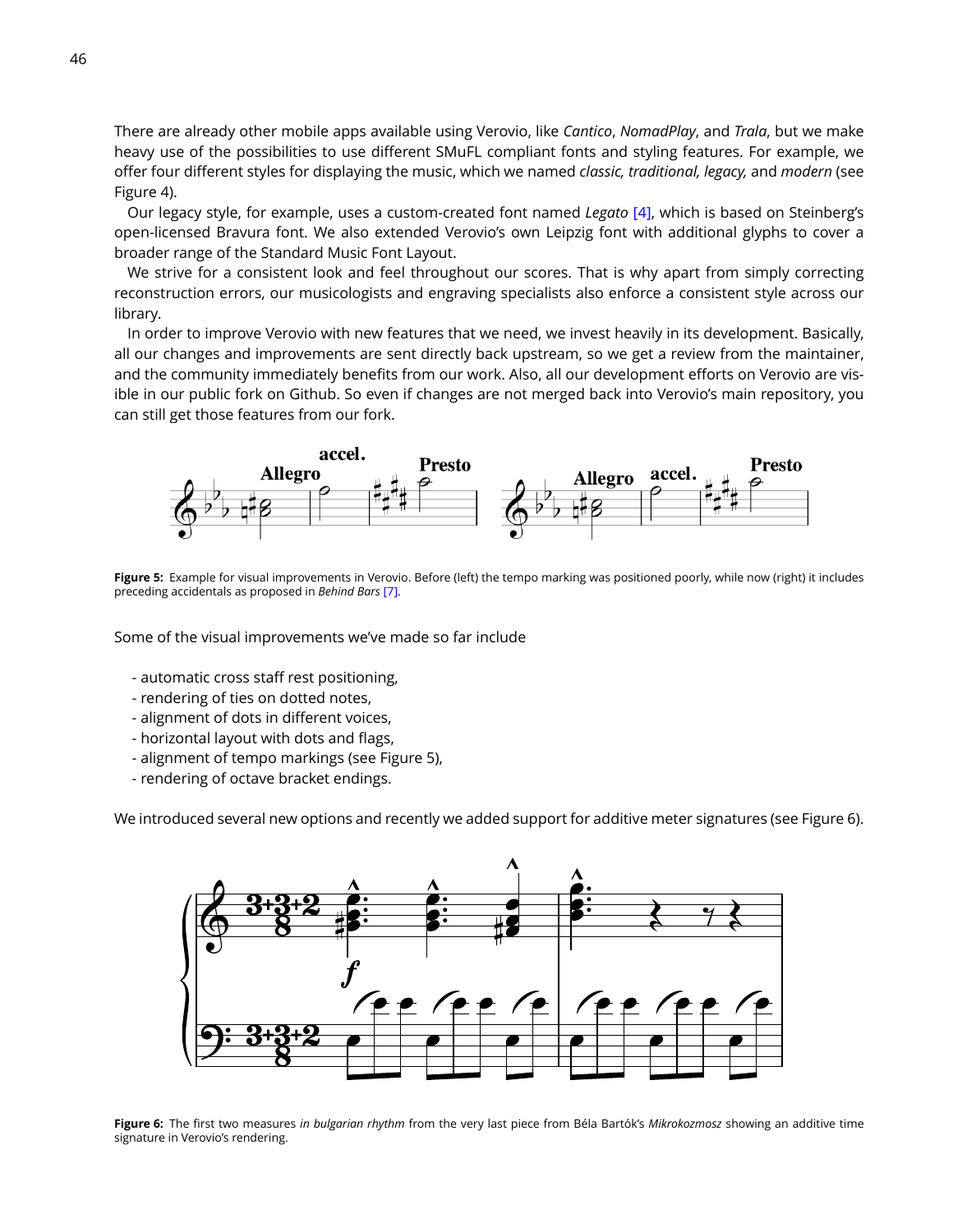There are already other mobile apps available using Verovio, like *Cantico*, *NomadPlay*, and *Trala*, but we make heavy use of the possibilities to use different SMuFL compliant fonts and styling features. For example, we offer four different styles for displaying the music, which we named *classic, traditional, legacy,* and *modern* (see Figure 4).

Our legacy style, for example, uses a custom-created font named *Legato* [4], which is based on Steinberg's open-licensed Bravura font. We also extended Verovio's own Leipzig font with additional glyphs to cover a broader range of the Standard Music Font Layout.

We strive for a consistent look and feel throughout our scores. That is why apart from simply correcting reconstruction errors, our musicologists and engraving specialists also enforce a consistent style across our library.

In order to improve Verovio with new features that we need, we invest heavily in its development. Basically, all our changes and improvements are sent directly back upstream, so we get a review from the maintainer, and the community immediately benefits from our work. Also, all our development efforts on Verovio are visible in our public fork on Github. So even if changes are not merged back into Verovio's main repository, you can still get those features from our fork.

**Figure 5:** Example for visual improvements in Verovio. Before (left) the tempo marking was positioned poorly, while now (right) it includes preceding accidentals as proposed in *Behind Bars* [7].

Some of the visual improvements we've made so far include

- automatic cross staff rest positioning,
- rendering of ties on dotted notes,
- alignment of dots in different voices,
- horizontal layout with dots and flags,
- alignment of tempo markings (see Figure 5),
- rendering of octave bracket endings.

We introduced several new options and recently we added support for additive meter signatures (see Figure 6).

**Figure 6:** The first two measures *in bulgarian rhythm* from the very last piece from Béla Bartók's *Mikrokozmosz* showing an additive time signature in Verovio's rendering.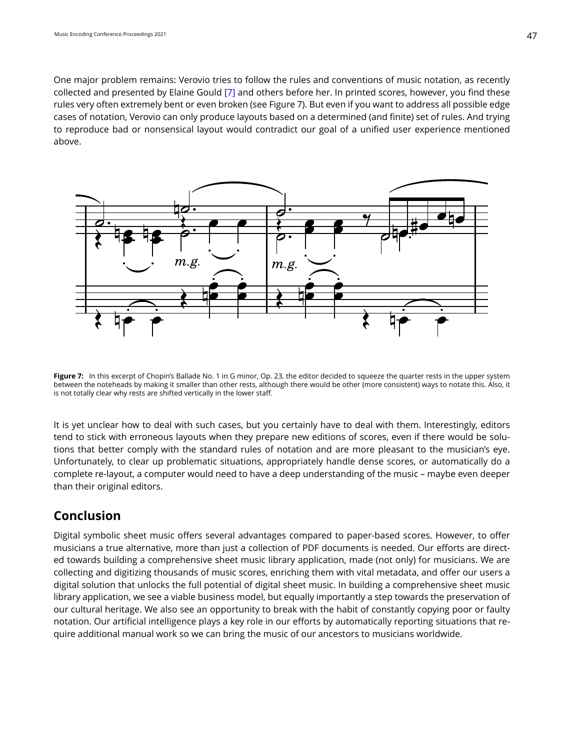One major problem remains: Verovio tries to follow the rules and conventions of music notation, as recently collected and presented by Elaine Gould [7] and others before her. In printed scores, however, you find these rules very often extremely bent or even broken (see Figure 7). But even if you want to address all possible edge cases of notation, Verovio can only produce layouts based on a determined (and finite) set of rules. And trying to reproduce bad or nonsensical layout would contradict our goal of a unified user experience mentioned above.

**Figure 7:** In this excerpt of Chopin's Ballade No. 1 in G minor, Op. 23, the editor decided to squeeze the quarter rests in the upper system between the noteheads by making it smaller than other rests, although there would be other (more consistent) ways to notate this. Also, it is not totally clear why rests are shifted vertically in the lower staff.

It is yet unclear how to deal with such cases, but you certainly have to deal with them. Interestingly, editors tend to stick with erroneous layouts when they prepare new editions of scores, even if there would be solutions that better comply with the standard rules of notation and are more pleasant to the musician's eye. Unfortunately, to clear up problematic situations, appropriately handle dense scores, or automatically do a complete re-layout, a computer would need to have a deep understanding of the music – maybe even deeper than their original editors.

## Conclusion

Digital symbolic sheet music offers several advantages compared to paper-based scores. However, to offer musicians a true alternative, more than just a collection of PDF documents is needed. Our efforts are directed towards building a comprehensive sheet music library application, made (not only) for musicians. We are collecting and digitizing thousands of music scores, enriching them with vital metadata, and offer our users a digital solution that unlocks the full potential of digital sheet music. In building a comprehensive sheet music library application, we see a viable business model, but equally importantly a step towards the preservation of our cultural heritage. We also see an opportunity to break with the habit of constantly copying poor or faulty notation. Our artificial intelligence plays a key role in our efforts by automatically reporting situations that require additional manual work so we can bring the music of our ancestors to musicians worldwide.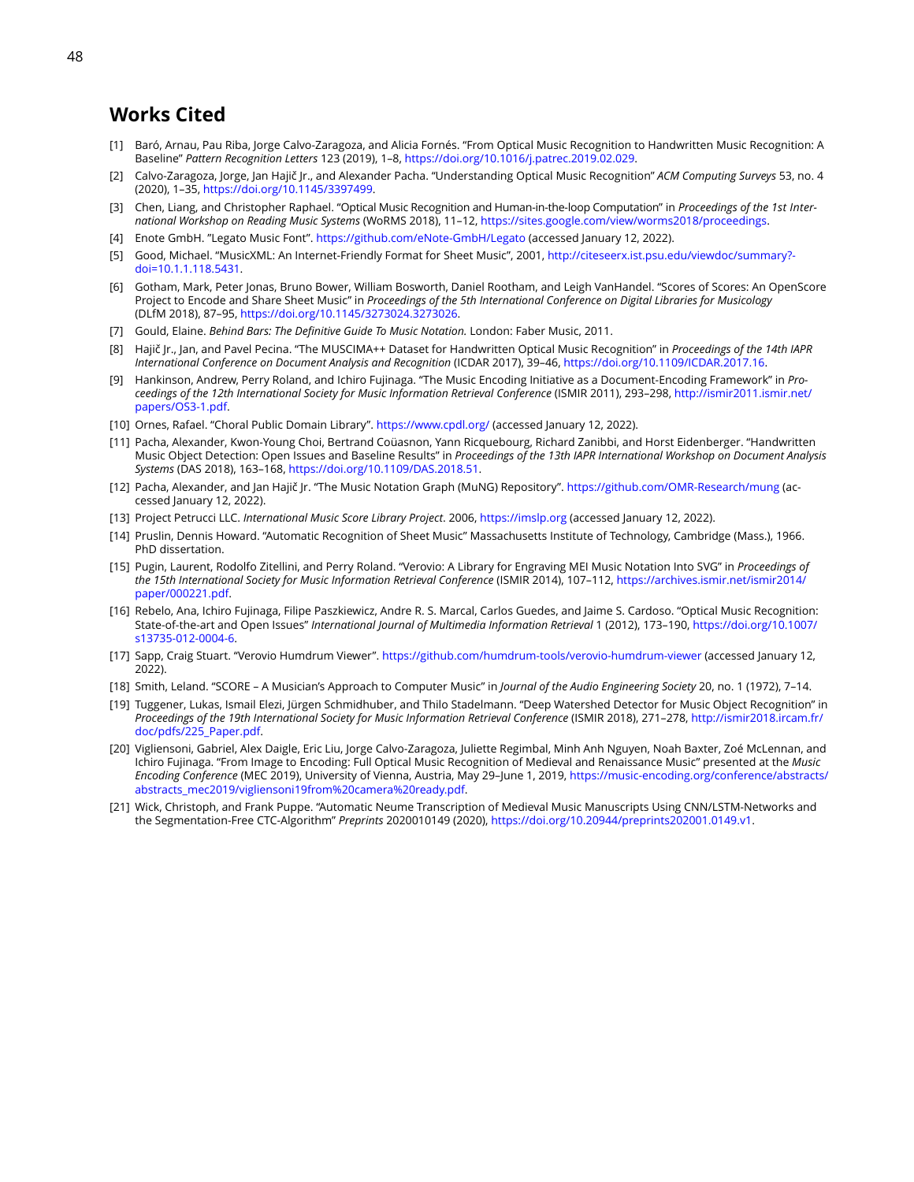## Works Cited

[1] Baró, Arnau, Pau Riba, Jorge Calvo-Zaragoza, and Alicia Fornés. "From Optical Music Recognition to Handwritten Music Recognition: A Baseline" *Pattern Recognition Letters* 123 (2019), 1–8, https://doi.org/10.1016/j.patrec.2019.02.029.

[2] Calvo-Zaragoza, Jorge, Jan Hajič Jr., and Alexander Pacha. "Understanding Optical Music Recognition" *ACM Computing Surveys* 53, no. 4 (2020), 1–35, https://doi.org/10.1145/3397499.

[3] Chen, Liang, and Christopher Raphael. "Optical Music Recognition and Human-in-the-loop Computation" in *Proceedings of the 1st International Workshop on Reading Music Systems* (WoRMS 2018), 11–12, https://sites.google.com/view/worms2018/proceedings.

[4] Enote GmbH. "Legato Music Font". https://github.com/eNote-GmbH/Legato (accessed January 12, 2022).

[5] Good, Michael. "MusicXML: An Internet-Friendly Format for Sheet Music", 2001, http://citeseerx.ist.psu.edu/viewdoc/summary?doi=10.1.1.118.5431.

[6] Gotham, Mark, Peter Jonas, Bruno Bower, William Bosworth, Daniel Rootham, and Leigh VanHandel. "Scores of Scores: An OpenScore Project to Encode and Share Sheet Music" in *Proceedings of the 5th International Conference on Digital Libraries for Musicology* (DLfM 2018), 87–95, https://doi.org/10.1145/3273024.3273026.

[7] Gould, Elaine. *Behind Bars: The Definitive Guide To Music Notation.* London: Faber Music, 2011.

[8] Hajič Jr., Jan, and Pavel Pecina. "The MUSCIMA++ Dataset for Handwritten Optical Music Recognition" in *Proceedings of the 14th IAPR International Conference on Document Analysis and Recognition* (ICDAR 2017), 39–46, https://doi.org/10.1109/ICDAR.2017.16.

[9] Hankinson, Andrew, Perry Roland, and Ichiro Fujinaga. "The Music Encoding Initiative as a Document-Encoding Framework" in *Proceedings of the 12th International Society for Music Information Retrieval Conference* (ISMIR 2011), 293–298, http://ismir2011.ismir.net/papers/OS3-1.pdf.

[10] Ornes, Rafael. "Choral Public Domain Library". https://www.cpdl.org/ (accessed January 12, 2022).

[11] Pacha, Alexander, Kwon-Young Choi, Bertrand Coüasnon, Yann Ricquebourg, Richard Zanibbi, and Horst Eidenberger. "Handwritten Music Object Detection: Open Issues and Baseline Results" in *Proceedings of the 13th IAPR International Workshop on Document Analysis Systems* (DAS 2018), 163–168, https://doi.org/10.1109/DAS.2018.51.

[12] Pacha, Alexander, and Jan Hajič Jr. "The Music Notation Graph (MuNG) Repository". https://github.com/OMR-Research/mung (accessed January 12, 2022).

[13] Project Petrucci LLC. *International Music Score Library Project*. 2006, https://imslp.org (accessed January 12, 2022).

[14] Pruslin, Dennis Howard. "Automatic Recognition of Sheet Music" Massachusetts Institute of Technology, Cambridge (Mass.), 1966. PhD dissertation.

[15] Pugin, Laurent, Rodolfo Zitellini, and Perry Roland. "Verovio: A Library for Engraving MEI Music Notation Into SVG" in *Proceedings of the 15th International Society for Music Information Retrieval Conference* (ISMIR 2014), 107–112, https://archives.ismir.net/ismir2014/paper/000221.pdf.

[16] Rebelo, Ana, Ichiro Fujinaga, Filipe Paszkiewicz, Andre R. S. Marcal, Carlos Guedes, and Jaime S. Cardoso. "Optical Music Recognition: State-of-the-art and Open Issues" *International Journal of Multimedia Information Retrieval* 1 (2012), 173–190, https://doi.org/10.1007/s13735-012-0004-6.

[17] Sapp, Craig Stuart. "Verovio Humdrum Viewer". https://github.com/humdrum-tools/verovio-humdrum-viewer (accessed January 12, 2022).

[18] Smith, Leland. "SCORE – A Musician's Approach to Computer Music" in *Journal of the Audio Engineering Society* 20, no. 1 (1972), 7–14.

[19] Tuggener, Lukas, Ismail Elezi, Jürgen Schmidhuber, and Thilo Stadelmann. "Deep Watershed Detector for Music Object Recognition" in *Proceedings of the 19th International Society for Music Information Retrieval Conference* (ISMIR 2018), 271–278, http://ismir2018.ircam.fr/doc/pdfs/225_Paper.pdf.

[20] Vigliensoni, Gabriel, Alex Daigle, Eric Liu, Jorge Calvo-Zaragoza, Juliette Regimbal, Minh Anh Nguyen, Noah Baxter, Zoé McLennan, and Ichiro Fujinaga. "From Image to Encoding: Full Optical Music Recognition of Medieval and Renaissance Music" presented at the *Music Encoding Conference* (MEC 2019), University of Vienna, Austria, May 29–June 1, 2019, https://music-encoding.org/conference/abstracts/abstracts_mec2019/vigliensoni19from%20camera%20ready.pdf.

[21] Wick, Christoph, and Frank Puppe. "Automatic Neume Transcription of Medieval Music Manuscripts Using CNN/LSTM-Networks and the Segmentation-Free CTC-Algorithm" *Preprints* 2020010149 (2020), https://doi.org/10.20944/preprints202001.0149.v1.